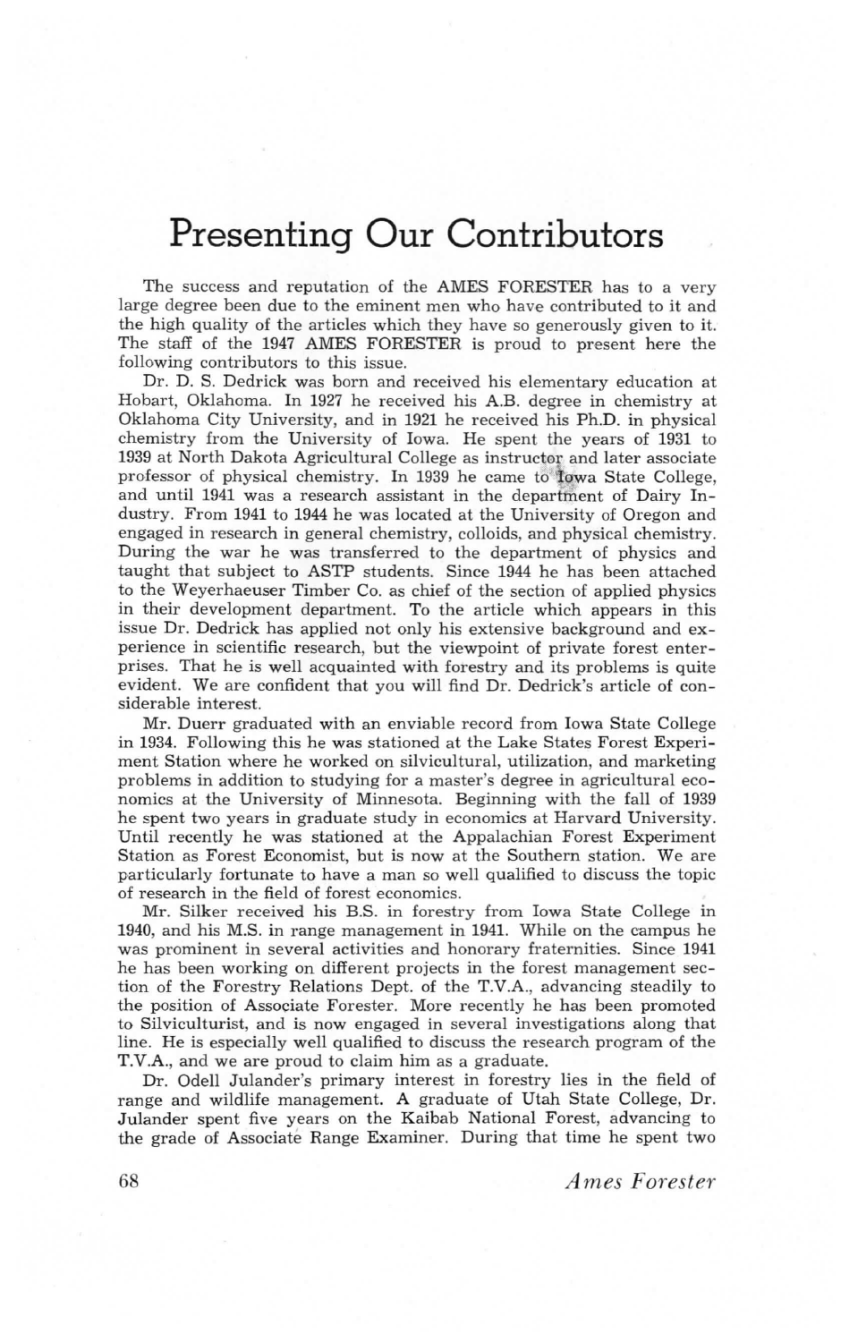# Presenting Our Contributors

The success and reputation of the AMES FORESTER has to a very large degree been due to the eminent men who have contributed to it and the high quality of the articles which they have so generously given to it. The staff of the 1947 AMES FORESTER is proud to present here the following contributors to this issue.

Dr. D. S. Dedrick was born and received his elementary education at Hobart, Oklahoma. In 1927 he received his A.B. degree in chemistry at Oklahoma City University, and in 1921 he received his Ph.D. in physical chemistry from the University of Iowa. He spent the years of 1931 to 1939 at North Dakota Agricultural College as instructor and later associate professor of physical chemistry. In 1939 he came to Iowa State College, and until 1941 was a research assistant in the department of Dairy Industry. From 1941 to 1944 he was located at the University of Oregon and engaged in research in general chemistry, colloids, and physical chemistry. During the war he was transferred to the department of physics and taught that subject to ASTP students. Since 1944 he has been attached to the Weyerhaeuser Timber Co. as chief of the section of applied physics in their development department. To the article which appears in this issue Dr. Dedrick has applied not only his extensive background and experience in scientific research, but the viewpoint of private forest enterprises. That he is well acquainted with forestry and its problems is quite evident. We are confident that you will find Dr. Dedrick's article of considerable interest.

Mr. Duerr graduated with an enviable record from Iowa State College in 1934. Following this he was stationed at the Lake States Forest Experiment Station where he worked on silvicultural, utilization, and marketing problems in addition to studying for a master's degree in agricultural economics at the University of Minnesota. Beginning with the fall of 1939 he spent two years in graduate study in economics at Harvard University. Until recently he was stationed at the Appalachian Forest Experiment Station as Forest Economist, but is now at the Southern station. We are particularly fortunate to have a man so well qualified to discuss the topic of research in the field of forest economics.

Mr. Silker received his B.S. in forestry from Iowa State College in 1940, and his M.S. in range management in 1941. While on the campus he was prominent in several activities and honorary fraternities. Since 1941 he has been working on different projects in the forest management section of the Forestry Relations Dept. of the T.V.A., advancing steadily to the position of Associate Forester. More recently he has been promoted to Silviculturist, and is now engaged in several investigations along that line. He is especially well qualified to discuss the research program of the T.V.A., and we are proud to claim him as a graduate.

Dr. Odell Julander's primary interest in forestry lies in the field of range and wildlife management. A graduate of Utah State College, Dr. Julander spent five years on the Kaibab National Forest, advancing to the grade of Associate Range Examiner. During that time he spent two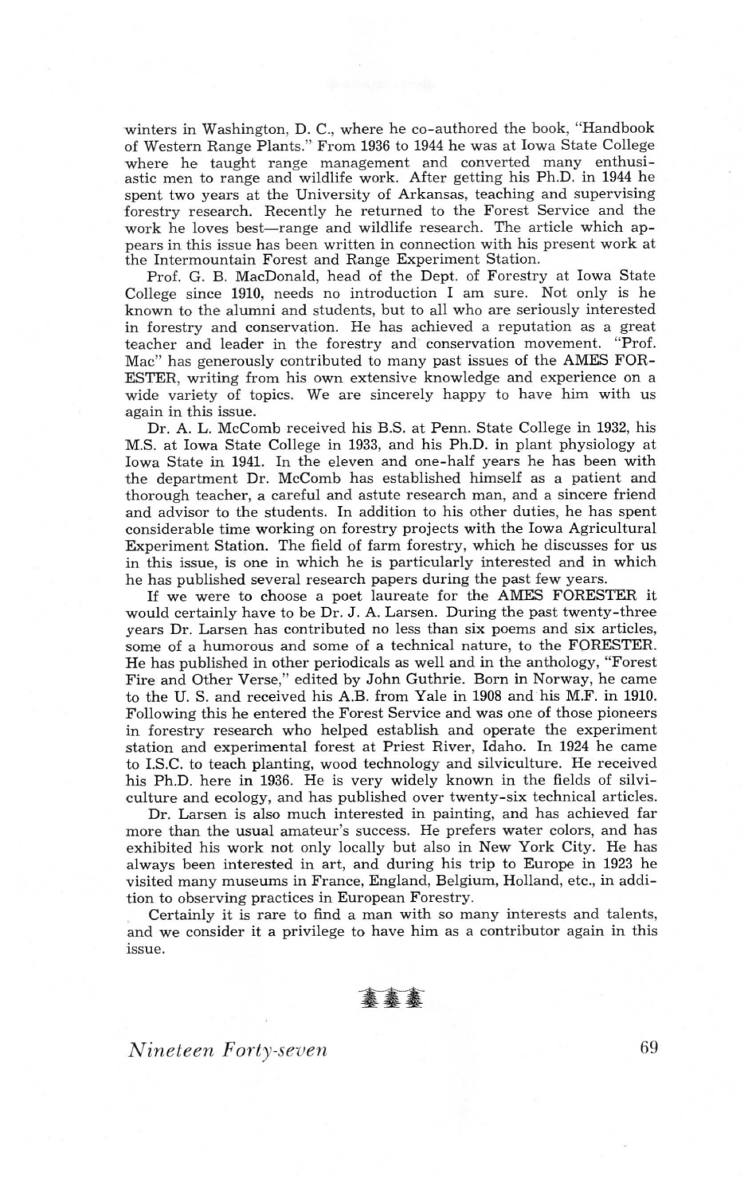winters in Washington, D. C., where he co-authored the book, "Handbook of Western Range Plants." From 1936 to 1944 he was at Iowa State College where he taught range management and converted many enthusiastic men to range and wildlife work. After getting his Ph.D. in 1944 he spent two years at the University of Arkansas, teaching and supervising forestry research. Recently he returned to the Forest Service and the work he loves best—range and wildlife research. The article which appears in this issue has been written in connection with his present work at the Intermountain Forest and Range Experiment Station.

Prof. G. B. MacDonald, head of the Dept. of Forestry at Iowa State College since 1910, needs no introduction I am sure. Not only is he known to the alumni and students, but to all who are seriously interested in forestry and conservation. He has achieved a reputation as a great teacher and leader in the forestry and conservation movement. "Prof. Mac" has generously contributed to many past issues of the AMES FORESTER, writing from his own extensive knowledge and experience on a wide variety of topics. We are sincerely happy to have him with us again in this issue.

Dr. A. L. McComb received his B.S. at Penn. State College in 1932, his M.S. at Iowa State College in 1933, and his Ph.D. in plant physiology at Iowa State in 1941. In the eleven and one-half years he has been with the department Dr. McComb has established himself as a patient and thorough teacher, a careful and astute research man, and a sincere friend and advisor to the students. In addition to his other duties, he has spent considerable time working on forestry projects with the Iowa Agricultural Experiment Station. The field of farm forestry, which he discusses for us in this issue, is one in which he is particularly interested and in which he has published several research papers during the past few years.

If we were to choose a poet laureate for the AMES FORESTER it would certainly have to be Dr. J. A. Larsen. During the past twenty-three years Dr. Larsen has contributed no less than six poems and six articles, some of a humorous and some of a technical nature, to the FORESTER. He has published in other periodicals as well and in the anthology, "Forest Fire and Other Verse," edited by John Guthrie. Born in Norway, he came to the U. S. and received his A.B. from Yale in 1908 and his M.F. in 1910. Following this he entered the Forest Service and was one of those pioneers in forestry research who helped establish and operate the experiment station and experimental forest at Priest River, Idaho. In 1924 he came to I.S.C. to teach planting, wood technology and silviculture. He received his Ph.D. here in 1936. He is very widely known in the fields of silviculture and ecology, and has published over twenty-six technical articles.

Dr. Larsen is also much interested in painting, and has achieved far more than the usual amateur's success. He prefers water colors, and has exhibited his work not only locally but also in New York City. He has always been interested in art, and during his trip to Europe in 1923 he visited many museums in France, England, Belgium, Holland, etc., in addition to observing practices in European Forestry.

Certainly it is rare to find a man with so many interests and talents, and we consider it a privilege to have him as a contributor again in this issue.